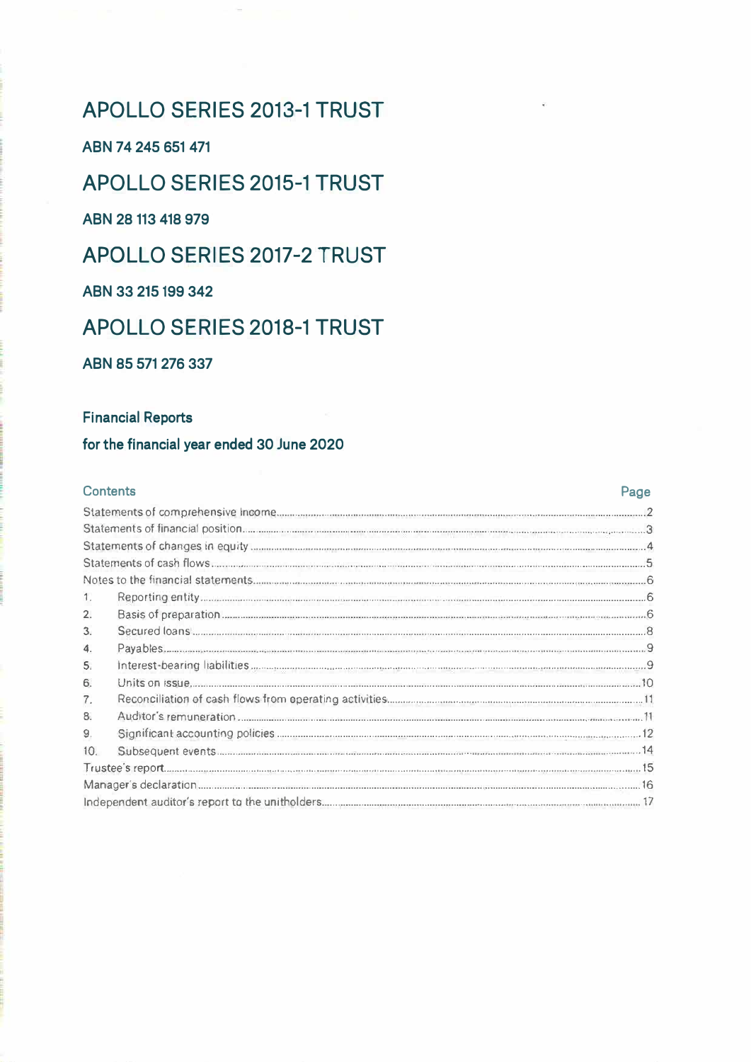# APOLLO SERIES 2013-1 TRUST

**ABN 74 245 651 471**

# APOLLO SERIES 2015-1 TRUST

**ABN 28 113 418 979**

# APOLLO SERIES 2017-2 TRUST

**ABN 33 215 199 342**

# APOLLO SERIES 2018-1 TRUST

**ABN 85 571 276 337**

## Financial Reports

## for the financial year ended 30 June 2020

| Contents | | Page |
|---|---|---|
| Statements of comprehensive income | | 2 |
| Statements of financial position | | 3 |
| Statements of changes in equity | | 4 |
| Statements of cash flows | | 5 |
| Notes to the financial statements | | 6 |
| 1. | Reporting entity | 6 |
| 2. | Basis of preparation | 6 |
| 3. | Secured loans | 8 |
| 4. | Payables | 9 |
| 5. | Interest-bearing liabilities | 9 |
| 6. | Units on issue | 10 |
| 7. | Reconciliation of cash flows from operating activities | 11 |
| 8. | Auditor's remuneration | 11 |
| 9. | Significant accounting policies | 12 |
| 10. | Subsequent events | 14 |
| Trustee's report | | 15 |
| Manager's declaration | | 16 |
| Independent auditor's report to the unitholders | | 17 |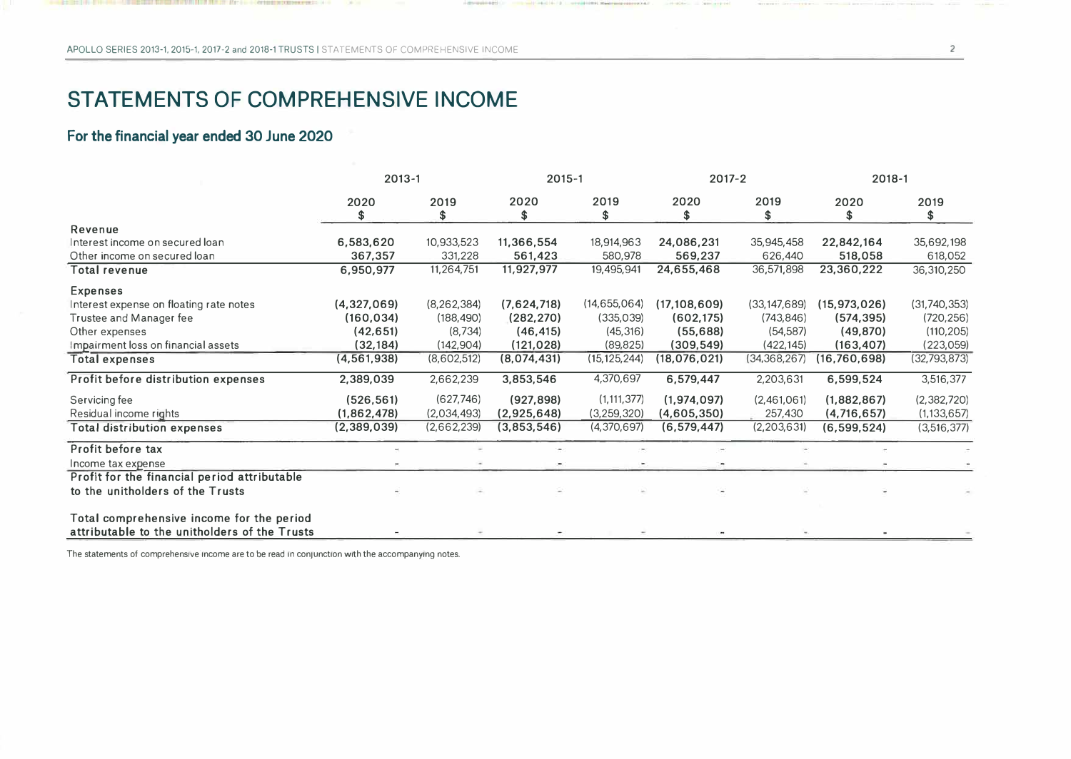# STATEMENTS OF COMPREHENSIVE INCOME

## For the financial year ended 30 June 2020

| | 2013-1 | | 2015-1 | | 2017-2 | | 2018-1 | |
|---|---|---|---|---|---|---|---|---|
| | 2020 $ | 2019 $ | 2020 $ | 2019 $ | 2020 $ | 2019 $ | 2020 $ | 2019 $ |
| **Revenue** | | | | | | | | |
| Interest income on secured loan | **6,583,620** | 10,933,523 | **11,366,554** | 18,914,963 | **24,086,231** | 35,945,458 | **22,842,164** | 35,692,198 |
| Other income on secured loan | **367,357** | 331,228 | **561,423** | 580,978 | **569,237** | 626,440 | **518,058** | 618,052 |
| **Total revenue** | **6,950,977** | 11,264,751 | **11,927,977** | 19,495,941 | **24,655,468** | 36,571,898 | **23,360,222** | 36,310,250 |
| **Expenses** | | | | | | | | |
| Interest expense on floating rate notes | **(4,327,069)** | (8,262,384) | **(7,624,718)** | (14,655,064) | **(17,108,609)** | (33,147,689) | **(15,973,026)** | (31,740,353) |
| Trustee and Manager fee | **(160,034)** | (188,490) | **(282,270)** | (335,039) | **(602,175)** | (743,846) | **(574,395)** | (720,256) |
| Other expenses | **(42,651)** | (8,734) | **(46,415)** | (45,316) | **(55,688)** | (54,587) | **(49,870)** | (110,205) |
| Impairment loss on financial assets | **(32,184)** | (142,904) | **(121,028)** | (89,825) | **(309,549)** | (422,145) | **(163,407)** | (223,059) |
| **Total expenses** | **(4,561,938)** | (8,602,512) | **(8,074,431)** | (15,125,244) | **(18,076,021)** | (34,368,267) | **(16,760,698)** | (32,793,873) |
| **Profit before distribution expenses** | **2,389,039** | 2,662,239 | **3,853,546** | 4,370,697 | **6,579,447** | 2,203,631 | **6,599,524** | 3,516,377 |
| Servicing fee | **(526,561)** | (627,746) | **(927,898)** | (1,111,377) | **(1,974,097)** | (2,461,061) | **(1,882,867)** | (2,382,720) |
| Residual income rights | **(1,862,478)** | (2,034,493) | **(2,925,648)** | (3,259,320) | **(4,605,350)** | 257,430 | **(4,716,657)** | (1,133,657) |
| **Total distribution expenses** | **(2,389,039)** | (2,662,239) | **(3,853,546)** | (4,370,697) | **(6,579,447)** | (2,203,631) | **(6,599,524)** | (3,516,377) |
| **Profit before tax** | - | - | - | - | - | - | - | - |
| Income tax expense | - | - | - | - | - | - | - | - |
| **Profit for the financial period attributable to the unitholders of the Trusts** | - | - | - | - | - | - | - | - |
| **Total comprehensive income for the period attributable to the unitholders of the Trusts** | - | - | - | - | - | - | - | - |

The statements of comprehensive income are to be read in conjunction with the accompanying notes.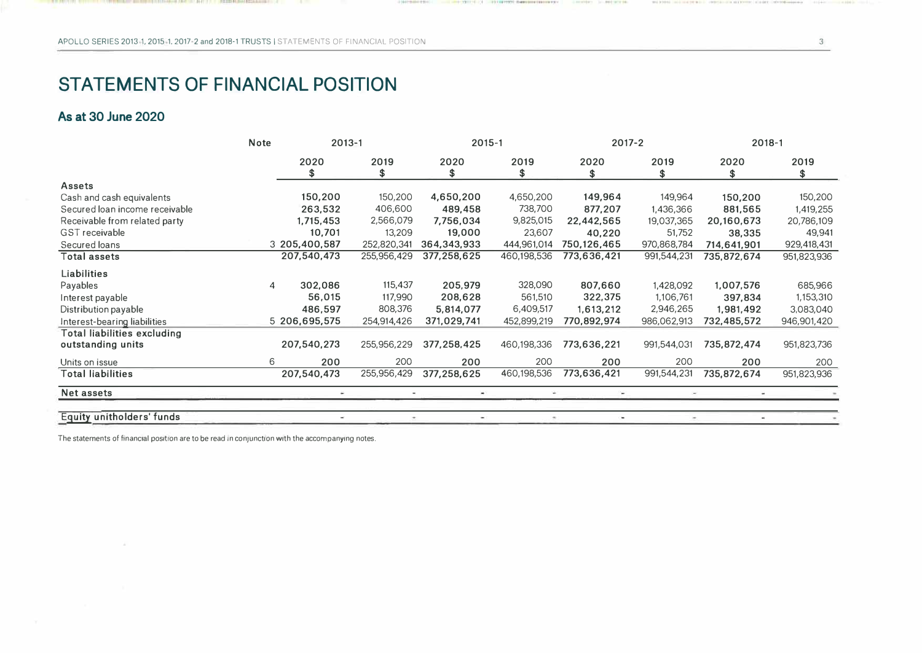# STATEMENTS OF FINANCIAL POSITION

## As at 30 June 2020

| | Note | 2013-1 | | 2015-1 | | 2017-2 | | 2018-1 | |
|---|---|---|---|---|---|---|---|---|---|
| | | 2020 $ | 2019 $ | 2020 $ | 2019 $ | 2020 $ | 2019 $ | 2020 $ | 2019 $ |
| **Assets** | | | | | | | | | |
| Cash and cash equivalents | | **150,200** | 150,200 | **4,650,200** | 4,650,200 | **149,964** | 149,964 | **150,200** | 150,200 |
| Secured loan income receivable | | **263,532** | 406,600 | **489,458** | 738,700 | **877,207** | 1,436,366 | **881,565** | 1,419,255 |
| Receivable from related party | | **1,715,453** | 2,566,079 | **7,756,034** | 9,825,015 | **22,442,565** | 19,037,365 | **20,160,673** | 20,786,109 |
| GST receivable | | **10,701** | 13,209 | **19,000** | 23,607 | **40,220** | 51,752 | **38,335** | 49,941 |
| Secured loans | 3 | **205,400,587** | 252,820,341 | **364,343,933** | 444,961,014 | **750,126,465** | 970,868,784 | **714,641,901** | 929,418,431 |
| **Total assets** | | **207,540,473** | 255,956,429 | **377,258,625** | 460,198,536 | **773,636,421** | 991,544,231 | **735,872,674** | 951,823,936 |
| **Liabilities** | | | | | | | | | |
| Payables | 4 | **302,086** | 115,437 | **205,979** | 328,090 | **807,660** | 1,428,092 | **1,007,576** | 685,966 |
| Interest payable | | **56,015** | 117,990 | **208,628** | 561,510 | **322,375** | 1,106,761 | **397,834** | 1,153,310 |
| Distribution payable | | **486,597** | 808,376 | **5,814,077** | 6,409,517 | **1,613,212** | 2,946,265 | **1,981,492** | 3,083,040 |
| Interest-bearing liabilities | 5 | **206,695,575** | 254,914,426 | **371,029,741** | 452,899,219 | **770,892,974** | 986,062,913 | **732,485,572** | 946,901,420 |
| **Total liabilities excluding outstanding units** | | **207,540,273** | 255,956,229 | **377,258,425** | 460,198,336 | **773,636,221** | 991,544,031 | **735,872,474** | 951,823,736 |
| Units on issue | 6 | **200** | 200 | **200** | 200 | **200** | 200 | **200** | 200 |
| **Total liabilities** | | **207,540,473** | 255,956,429 | **377,258,625** | 460,198,536 | **773,636,421** | 991,544,231 | **735,872,674** | 951,823,936 |
| **Net assets** | | **-** | - | **-** | - | **-** | - | **-** | - |
| **Equity unitholders' funds** | | **-** | - | **-** | - | **-** | - | **-** | - |

The statements of financial position are to be read in conjunction with the accompanying notes.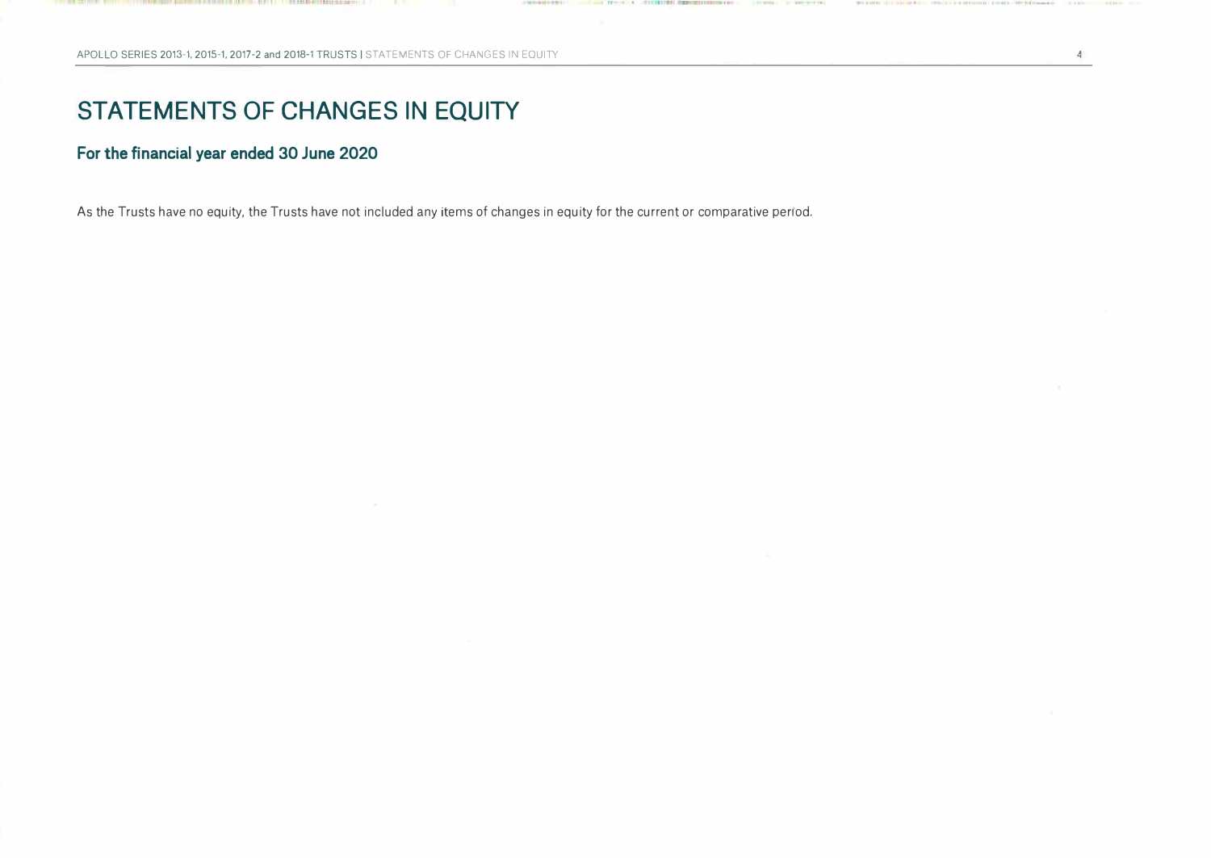# STATEMENTS OF CHANGES IN EQUITY

**For the financial year ended 30 June 2020**

As the Trusts have no equity, the Trusts have not included any items of changes in equity for the current or comparative period.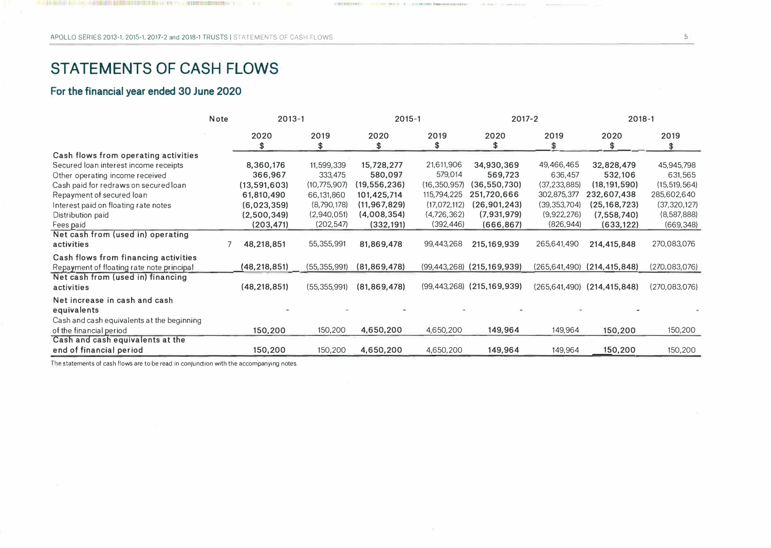# STATEMENTS OF CASH FLOWS

## For the financial year ended 30 June 2020

| | Note | 2013-1 | | 2015-1 | | 2017-2 | | 2018-1 | |
|---|---|---|---|---|---|---|---|---|---|
| | | 2020 | 2019 | 2020 | 2019 | 2020 | 2019 | 2020 | 2019 |
| | | $ | $ | $ | $ | $ | $ | $ | $ |
| **Cash flows from operating activities** | | | | | | | | | |
| Secured loan interest income receipts | | **8,360,176** | 11,599,339 | **15,728,277** | 21,611,906 | **34,930,369** | 49,466,465 | **32,828,479** | 45,945,798 |
| Other operating income received | | **366,967** | 333,475 | **580,097** | 579,014 | **569,723** | 636,457 | **532,106** | 631,565 |
| Cash paid for redraws on secured loan | | **(13,591,603)** | (10,775,907) | **(19,556,236)** | (16,350,957) | **(36,550,730)** | (37,233,885) | **(18,191,590)** | (15,519,564) |
| Repayment of secured loan | | **61,810,490** | 66,131,860 | **101,425,714** | 115,794,225 | **251,720,666** | 302,875,377 | **232,607,438** | 285,602,640 |
| Interest paid on floating rate notes | | **(6,023,359)** | (8,790,178) | **(11,967,829)** | (17,072,112) | **(26,901,243)** | (39,353,704) | **(25,168,723)** | (37,320,127) |
| Distribution paid | | **(2,500,349)** | (2,940,051) | **(4,008,354)** | (4,726,362) | **(7,931,979)** | (9,922,276) | **(7,558,740)** | (8,587,888) |
| Fees paid | | **(203,471)** | (202,547) | **(332,191)** | (392,446) | **(666,867)** | (826,944) | **(633,122)** | (669,348) |
| **Net cash from (used in) operating activities** | 7 | **48,218,851** | 55,355,991 | **81,869,478** | 99,443,268 | **215,169,939** | 265,641,490 | **214,415,848** | 270,083,076 |
| **Cash flows from financing activities** | | | | | | | | | |
| Repayment of floating rate note principal | | **(48,218,851)** | (55,355,991) | **(81,869,478)** | (99,443,268) | **(215,169,939)** | (265,641,490) | **(214,415,848)** | (270,083,076) |
| **Net cash from (used in) financing activities** | | **(48,218,851)** | (55,355,991) | **(81,869,478)** | (99,443,268) | **(215,169,939)** | (265,641,490) | **(214,415,848)** | (270,083,076) |
| **Net increase in cash and cash equivalents** | | **-** | - | **-** | - | **-** | - | **-** | - |
| Cash and cash equivalents at the beginning of the financial period | | **150,200** | 150,200 | **4,650,200** | 4,650,200 | **149,964** | 149,964 | **150,200** | 150,200 |
| **Cash and cash equivalents at the end of financial period** | | **150,200** | 150,200 | **4,650,200** | 4,650,200 | **149,964** | 149,964 | **150,200** | 150,200 |

The statements of cash flows are to be read in conjunction with the accompanying notes.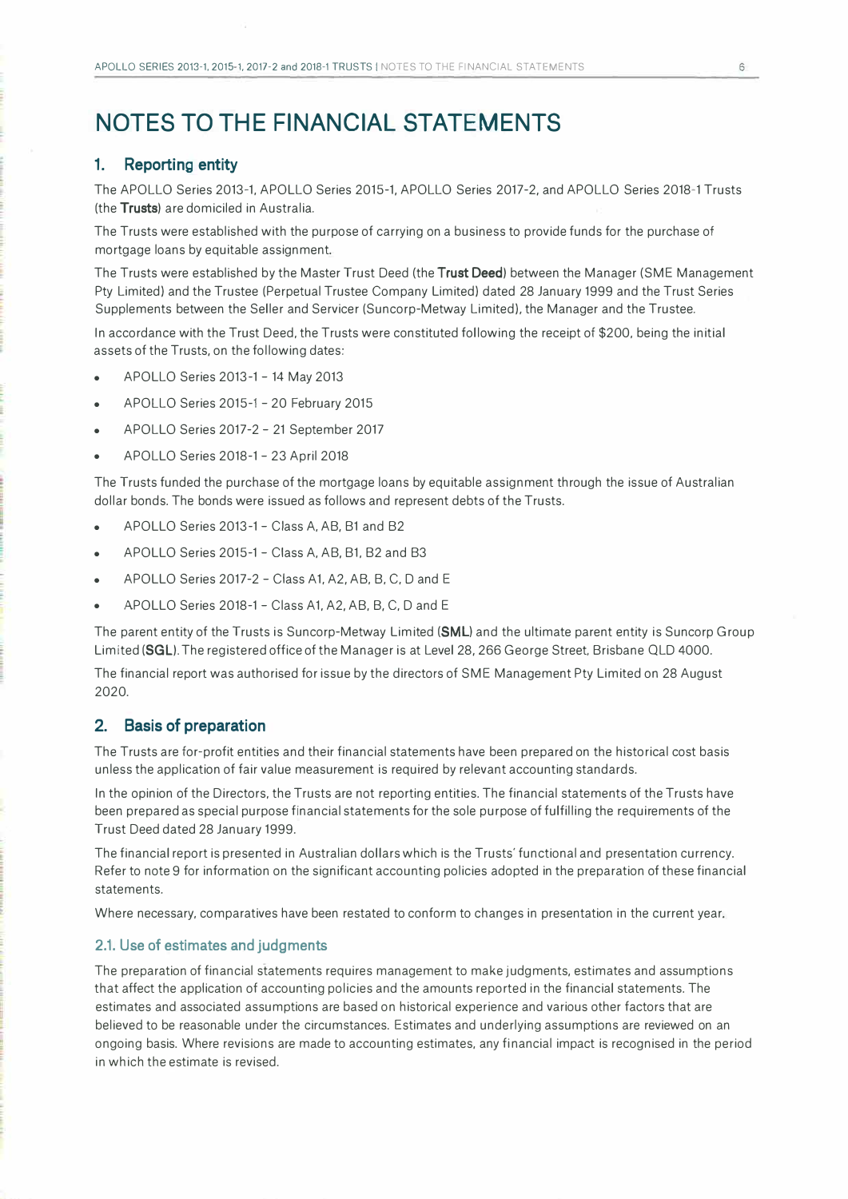# NOTES TO THE FINANCIAL STATEMENTS

## 1. Reporting entity

The APOLLO Series 2013-1, APOLLO Series 2015-1, APOLLO Series 2017-2, and APOLLO Series 2018-1 Trusts (the **Trusts**) are domiciled in Australia.

The Trusts were established with the purpose of carrying on a business to provide funds for the purchase of mortgage loans by equitable assignment.

The Trusts were established by the Master Trust Deed (the **Trust Deed**) between the Manager (SME Management Pty Limited) and the Trustee (Perpetual Trustee Company Limited) dated 28 January 1999 and the Trust Series Supplements between the Seller and Servicer (Suncorp-Metway Limited), the Manager and the Trustee.

In accordance with the Trust Deed, the Trusts were constituted following the receipt of $200, being the initial assets of the Trusts, on the following dates:

- APOLLO Series 2013-1 – 14 May 2013
- APOLLO Series 2015-1 – 20 February 2015
- APOLLO Series 2017-2 – 21 September 2017
- APOLLO Series 2018-1 – 23 April 2018

The Trusts funded the purchase of the mortgage loans by equitable assignment through the issue of Australian dollar bonds. The bonds were issued as follows and represent debts of the Trusts.

- APOLLO Series 2013-1 – Class A, AB, B1 and B2
- APOLLO Series 2015-1 – Class A, AB, B1, B2 and B3
- APOLLO Series 2017-2 – Class A1, A2, AB, B, C, D and E
- APOLLO Series 2018-1 – Class A1, A2, AB, B, C, D and E

The parent entity of the Trusts is Suncorp-Metway Limited (**SML**) and the ultimate parent entity is Suncorp Group Limited (**SGL**). The registered office of the Manager is at Level 28, 266 George Street, Brisbane QLD 4000.

The financial report was authorised for issue by the directors of SME Management Pty Limited on 28 August 2020.

## 2. Basis of preparation

The Trusts are for-profit entities and their financial statements have been prepared on the historical cost basis unless the application of fair value measurement is required by relevant accounting standards.

In the opinion of the Directors, the Trusts are not reporting entities. The financial statements of the Trusts have been prepared as special purpose financial statements for the sole purpose of fulfilling the requirements of the Trust Deed dated 28 January 1999.

The financial report is presented in Australian dollars which is the Trusts' functional and presentation currency. Refer to note 9 for information on the significant accounting policies adopted in the preparation of these financial statements.

Where necessary, comparatives have been restated to conform to changes in presentation in the current year.

### 2.1. Use of estimates and judgments

The preparation of financial statements requires management to make judgments, estimates and assumptions that affect the application of accounting policies and the amounts reported in the financial statements. The estimates and associated assumptions are based on historical experience and various other factors that are believed to be reasonable under the circumstances. Estimates and underlying assumptions are reviewed on an ongoing basis. Where revisions are made to accounting estimates, any financial impact is recognised in the period in which the estimate is revised.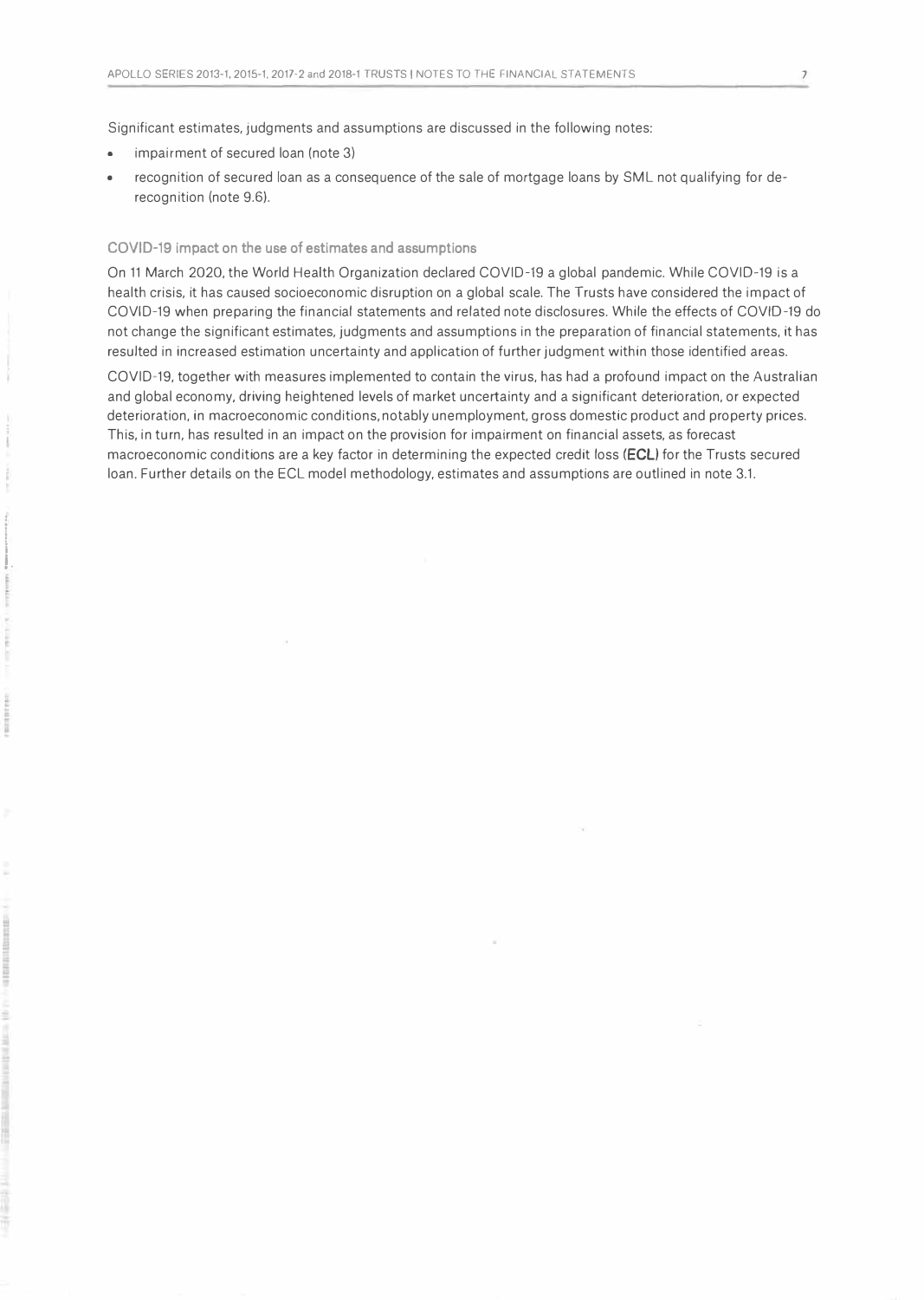Significant estimates, judgments and assumptions are discussed in the following notes:

- impairment of secured loan (note 3)
- recognition of secured loan as a consequence of the sale of mortgage loans by SML not qualifying for de-recognition (note 9.6).

### COVID-19 impact on the use of estimates and assumptions

On 11 March 2020, the World Health Organization declared COVID-19 a global pandemic. While COVID-19 is a health crisis, it has caused socioeconomic disruption on a global scale. The Trusts have considered the impact of COVID-19 when preparing the financial statements and related note disclosures. While the effects of COVID-19 do not change the significant estimates, judgments and assumptions in the preparation of financial statements, it has resulted in increased estimation uncertainty and application of further judgment within those identified areas.

COVID-19, together with measures implemented to contain the virus, has had a profound impact on the Australian and global economy, driving heightened levels of market uncertainty and a significant deterioration, or expected deterioration, in macroeconomic conditions, notably unemployment, gross domestic product and property prices. This, in turn, has resulted in an impact on the provision for impairment on financial assets, as forecast macroeconomic conditions are a key factor in determining the expected credit loss (**ECL**) for the Trusts secured loan. Further details on the ECL model methodology, estimates and assumptions are outlined in note 3.1.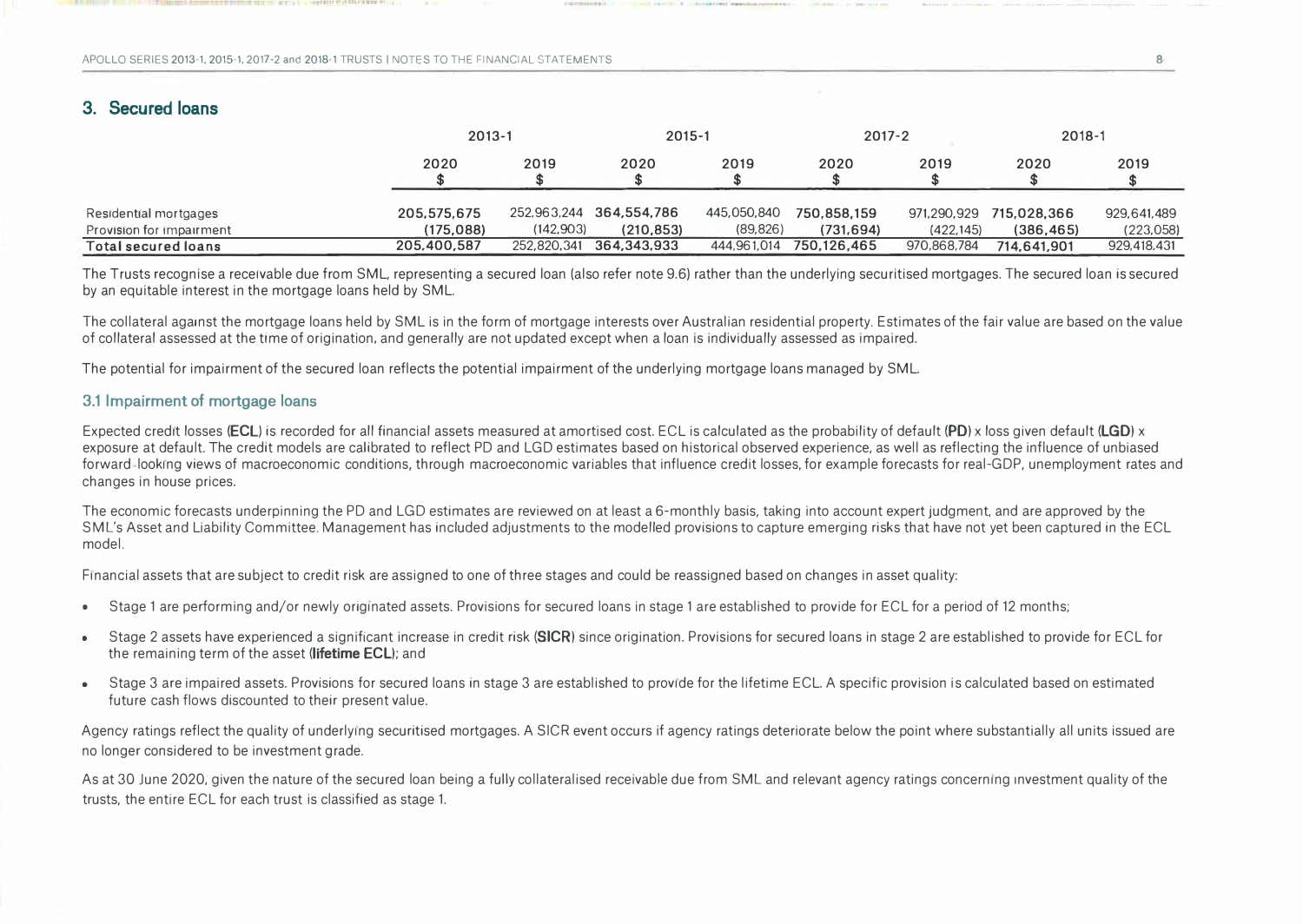## 3. Secured loans

| | 2013-1 | | 2015-1 | | 2017-2 | | 2018-1 | |
|---|---|---|---|---|---|---|---|---|
| | **2020** | 2019 | **2020** | 2019 | **2020** | 2019 | **2020** | 2019 |
| | **$** | $ | **$** | $ | **$** | $ | **$** | $ |
| Residential mortgages | **205,575,675** | 252,963,244 | **364,554,786** | 445,050,840 | **750,858,159** | 971,290,929 | **715,028,366** | 929,641,489 |
| Provision for impairment | **(175,088)** | (142,903) | **(210,853)** | (89,826) | **(731,694)** | (422,145) | **(386,465)** | (223,058) |
| **Total secured loans** | **205,400,587** | 252,820,341 | **364,343,933** | 444,961,014 | **750,126,465** | 970,868,784 | **714,641,901** | 929,418,431 |

The Trusts recognise a receivable due from SML, representing a secured loan (also refer note 9.6) rather than the underlying securitised mortgages. The secured loan is secured by an equitable interest in the mortgage loans held by SML.

The collateral against the mortgage loans held by SML is in the form of mortgage interests over Australian residential property. Estimates of the fair value are based on the value of collateral assessed at the time of origination, and generally are not updated except when a loan is individually assessed as impaired.

The potential for impairment of the secured loan reflects the potential impairment of the underlying mortgage loans managed by SML.

### 3.1 Impairment of mortgage loans

Expected credit losses (**ECL**) is recorded for all financial assets measured at amortised cost. ECL is calculated as the probability of default (**PD**) x loss given default (**LGD**) x exposure at default. The credit models are calibrated to reflect PD and LGD estimates based on historical observed experience, as well as reflecting the influence of unbiased forward-looking views of macroeconomic conditions, through macroeconomic variables that influence credit losses, for example forecasts for real-GDP, unemployment rates and changes in house prices.

The economic forecasts underpinning the PD and LGD estimates are reviewed on at least a 6-monthly basis, taking into account expert judgment, and are approved by the SML's Asset and Liability Committee. Management has included adjustments to the modelled provisions to capture emerging risks that have not yet been captured in the ECL model.

Financial assets that are subject to credit risk are assigned to one of three stages and could be reassigned based on changes in asset quality:

- Stage 1 are performing and/or newly originated assets. Provisions for secured loans in stage 1 are established to provide for ECL for a period of 12 months;
- Stage 2 assets have experienced a significant increase in credit risk (**SICR**) since origination. Provisions for secured loans in stage 2 are established to provide for ECL for the remaining term of the asset (**lifetime ECL**); and
- Stage 3 are impaired assets. Provisions for secured loans in stage 3 are established to provide for the lifetime ECL. A specific provision is calculated based on estimated future cash flows discounted to their present value.

Agency ratings reflect the quality of underlying securitised mortgages. A SICR event occurs if agency ratings deteriorate below the point where substantially all units issued are no longer considered to be investment grade.

As at 30 June 2020, given the nature of the secured loan being a fully collateralised receivable due from SML and relevant agency ratings concerning investment quality of the trusts, the entire ECL for each trust is classified as stage 1.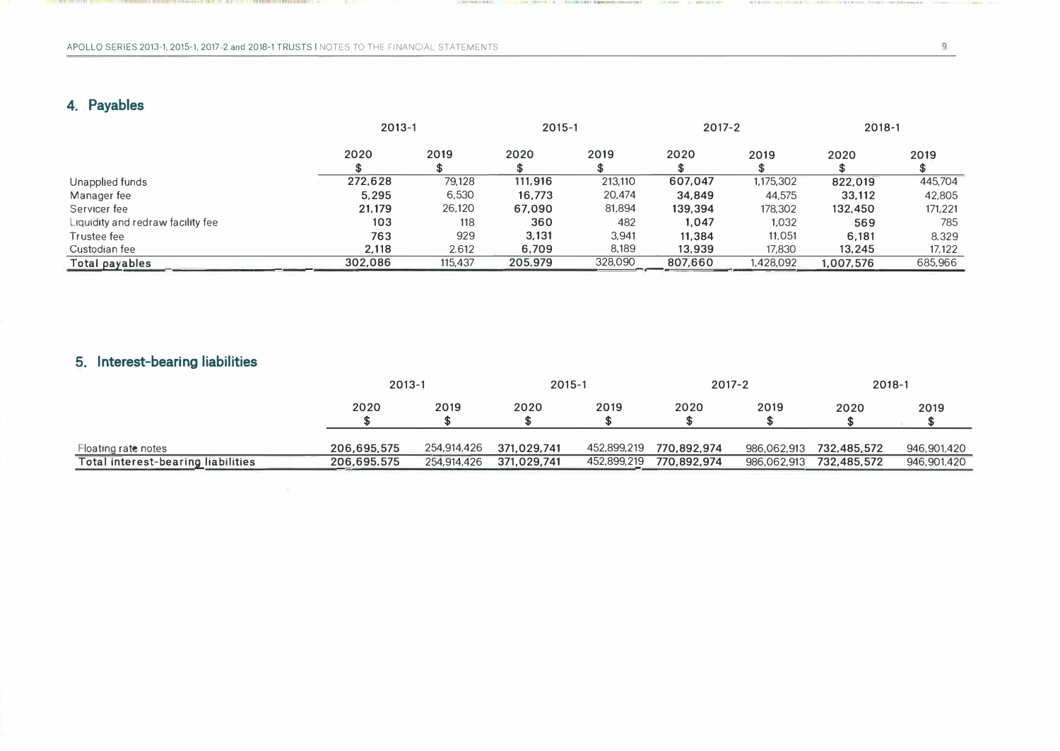## 4. Payables

| | 2013-1 | | 2015-1 | | 2017-2 | | 2018-1 | |
|---|---|---|---|---|---|---|---|---|
| | 2020 | 2019 | 2020 | 2019 | 2020 | 2019 | 2020 | 2019 |
| | $ | $ | $ | $ | $ | $ | $ | $ |
| Unapplied funds | **272,628** | 79,128 | **111,916** | 213,110 | **607,047** | 1,175,302 | **822,019** | 445,704 |
| Manager fee | **5,295** | 6,530 | **16,773** | 20,474 | **34,849** | 44,575 | **33,112** | 42,805 |
| Servicer fee | **21,179** | 26,120 | **67,090** | 81,894 | **139,394** | 178,302 | **132,450** | 171,221 |
| Liquidity and redraw facility fee | **103** | 118 | **360** | 482 | **1,047** | 1,032 | **569** | 785 |
| Trustee fee | **763** | 929 | **3,131** | 3,941 | **11,384** | 11,051 | **6,181** | 8,329 |
| Custodian fee | **2,118** | 2,612 | **6,709** | 8,189 | **13,939** | 17,830 | **13,245** | 17,122 |
| **Total payables** | **302,086** | 115,437 | **205,979** | 328,090 | **807,660** | 1,428,092 | **1,007,576** | 685,966 |

## 5. Interest-bearing liabilities

| | 2013-1 | | 2015-1 | | 2017-2 | | 2018-1 | |
|---|---|---|---|---|---|---|---|---|
| | 2020 | 2019 | 2020 | 2019 | 2020 | 2019 | 2020 | 2019 |
| | $ | $ | $ | $ | $ | $ | $ | $ |
| Floating rate notes | **206,695,575** | 254,914,426 | **371,029,741** | 452,899,219 | **770,892,974** | 986,062,913 | **732,485,572** | 946,901,420 |
| **Total interest-bearing liabilities** | **206,695,575** | 254,914,426 | **371,029,741** | 452,899,219 | **770,892,974** | 986,062,913 | **732,485,572** | 946,901,420 |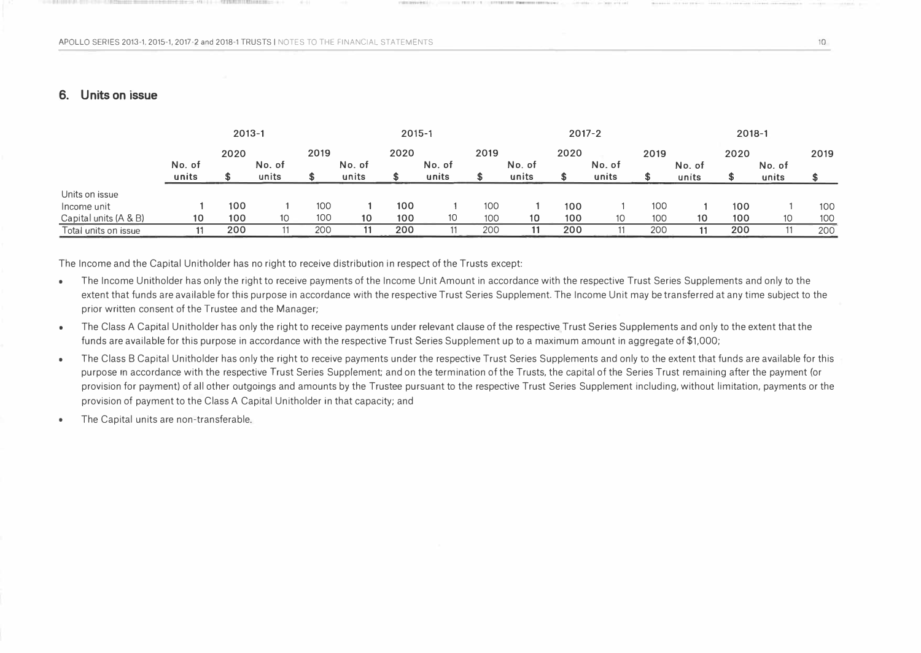## 6. Units on issue

| | 2013-1 | | | | 2015-1 | | | | 2017-2 | | | | 2018-1 | | | |
|---|---|---|---|---|---|---|---|---|---|---|---|---|---|---|---|---|
| | 2020 | | 2019 | | 2020 | | 2019 | | 2020 | | 2019 | | 2020 | | 2019 | |
| | No. of units | $ | No. of units | $ | No. of units | $ | No. of units | $ | No. of units | $ | No. of units | $ | No. of units | $ | No. of units | $ |
| Units on issue | | | | | | | | | | | | | | | | |
| Income unit | **1** | **100** | 1 | 100 | **1** | **100** | 1 | 100 | **1** | **100** | 1 | 100 | **1** | **100** | 1 | 100 |
| Capital units (A & B) | **10** | **100** | 10 | 100 | **10** | **100** | 10 | 100 | **10** | **100** | 10 | 100 | **10** | **100** | 10 | 100 |
| Total units on issue | **11** | **200** | 11 | 200 | **11** | **200** | 11 | 200 | **11** | **200** | 11 | 200 | **11** | **200** | 11 | 200 |

The Income and the Capital Unitholder has no right to receive distribution in respect of the Trusts except:

- The Income Unitholder has only the right to receive payments of the Income Unit Amount in accordance with the respective Trust Series Supplements and only to the extent that funds are available for this purpose in accordance with the respective Trust Series Supplement. The Income Unit may be transferred at any time subject to the prior written consent of the Trustee and the Manager;
- The Class A Capital Unitholder has only the right to receive payments under relevant clause of the respective Trust Series Supplements and only to the extent that the funds are available for this purpose in accordance with the respective Trust Series Supplement up to a maximum amount in aggregate of $1,000;
- The Class B Capital Unitholder has only the right to receive payments under the respective Trust Series Supplements and only to the extent that funds are available for this purpose in accordance with the respective Trust Series Supplement; and on the termination of the Trusts, the capital of the Series Trust remaining after the payment (or provision for payment) of all other outgoings and amounts by the Trustee pursuant to the respective Trust Series Supplement including, without limitation, payments or the provision of payment to the Class A Capital Unitholder in that capacity; and
- The Capital units are non-transferable.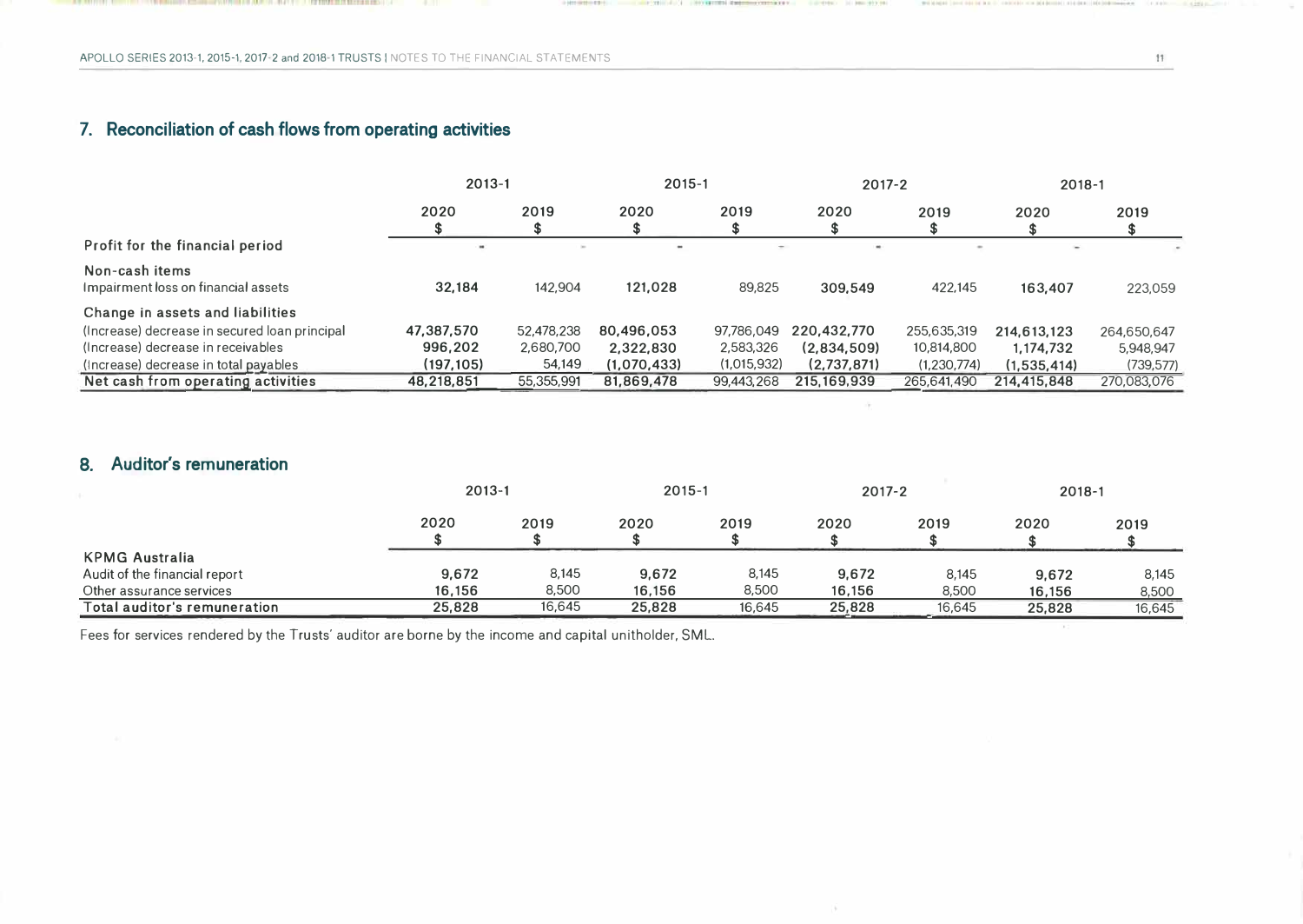## 7. Reconciliation of cash flows from operating activities

| | 2013-1 | | 2015-1 | | 2017-2 | | 2018-1 | |
|---|---|---|---|---|---|---|---|---|
| | 2020 $ | 2019 $ | 2020 $ | 2019 $ | 2020 $ | 2019 $ | 2020 $ | 2019 $ |
| **Profit for the financial period** | - | - | - | - | - | - | - | - |
| **Non-cash items** | | | | | | | | |
| Impairment loss on financial assets | **32,184** | 142,904 | **121,028** | 89,825 | **309,549** | 422,145 | **163,407** | 223,059 |
| **Change in assets and liabilities** | | | | | | | | |
| (Increase) decrease in secured loan principal | **47,387,570** | 52,478,238 | **80,496,053** | 97,786,049 | **220,432,770** | 255,635,319 | **214,613,123** | 264,650,647 |
| (Increase) decrease in receivables | **996,202** | 2,680,700 | **2,322,830** | 2,583,326 | **(2,834,509)** | 10,814,800 | **1,174,732** | 5,948,947 |
| (Increase) decrease in total payables | **(197,105)** | 54,149 | **(1,070,433)** | (1,015,932) | **(2,737,871)** | (1,230,774) | **(1,535,414)** | (739,577) |
| **Net cash from operating activities** | **48,218,851** | 55,355,991 | **81,869,478** | 99,443,268 | **215,169,939** | 265,641,490 | **214,415,848** | 270,083,076 |

## 8. Auditor's remuneration

| | 2013-1 | | 2015-1 | | 2017-2 | | 2018-1 | |
|---|---|---|---|---|---|---|---|---|
| | 2020 $ | 2019 $ | 2020 $ | 2019 $ | 2020 $ | 2019 $ | 2020 $ | 2019 $ |
| **KPMG Australia** | | | | | | | | |
| Audit of the financial report | **9,672** | 8,145 | **9,672** | 8,145 | **9,672** | 8,145 | **9,672** | 8,145 |
| Other assurance services | **16,156** | 8,500 | **16,156** | 8,500 | **16,156** | 8,500 | **16,156** | 8,500 |
| **Total auditor's remuneration** | **25,828** | 16,645 | **25,828** | 16,645 | **25,828** | 16,645 | **25,828** | 16,645 |

Fees for services rendered by the Trusts' auditor are borne by the income and capital unitholder, SML.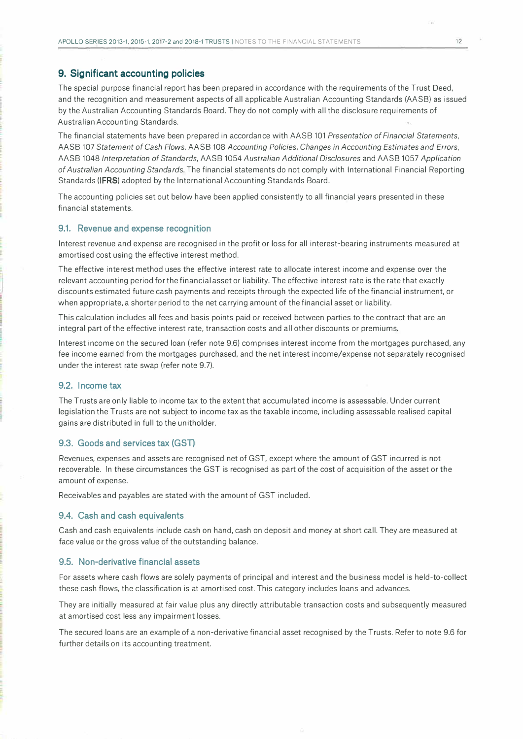## 9. Significant accounting policies

The special purpose financial report has been prepared in accordance with the requirements of the Trust Deed, and the recognition and measurement aspects of all applicable Australian Accounting Standards (AASB) as issued by the Australian Accounting Standards Board. They do not comply with all the disclosure requirements of Australian Accounting Standards.

The financial statements have been prepared in accordance with AASB 101 *Presentation of Financial Statements*, AASB 107 *Statement of Cash Flows*, AASB 108 *Accounting Policies, Changes in Accounting Estimates and Errors*, AASB 1048 *Interpretation of Standards*, AASB 1054 *Australian Additional Disclosures* and AASB 1057 *Application of Australian Accounting Standards*. The financial statements do not comply with International Financial Reporting Standards (**IFRS**) adopted by the International Accounting Standards Board.

The accounting policies set out below have been applied consistently to all financial years presented in these financial statements.

### 9.1. Revenue and expense recognition

Interest revenue and expense are recognised in the profit or loss for all interest-bearing instruments measured at amortised cost using the effective interest method.

The effective interest method uses the effective interest rate to allocate interest income and expense over the relevant accounting period for the financial asset or liability. The effective interest rate is the rate that exactly discounts estimated future cash payments and receipts through the expected life of the financial instrument, or when appropriate, a shorter period to the net carrying amount of the financial asset or liability.

This calculation includes all fees and basis points paid or received between parties to the contract that are an integral part of the effective interest rate, transaction costs and all other discounts or premiums.

Interest income on the secured loan (refer note 9.6) comprises interest income from the mortgages purchased, any fee income earned from the mortgages purchased, and the net interest income/expense not separately recognised under the interest rate swap (refer note 9.7).

### 9.2. Income tax

The Trusts are only liable to income tax to the extent that accumulated income is assessable. Under current legislation the Trusts are not subject to income tax as the taxable income, including assessable realised capital gains are distributed in full to the unitholder.

### 9.3. Goods and services tax (GST)

Revenues, expenses and assets are recognised net of GST, except where the amount of GST incurred is not recoverable. In these circumstances the GST is recognised as part of the cost of acquisition of the asset or the amount of expense.

Receivables and payables are stated with the amount of GST included.

### 9.4. Cash and cash equivalents

Cash and cash equivalents include cash on hand, cash on deposit and money at short call. They are measured at face value or the gross value of the outstanding balance.

### 9.5. Non-derivative financial assets

For assets where cash flows are solely payments of principal and interest and the business model is held-to-collect these cash flows, the classification is at amortised cost. This category includes loans and advances.

They are initially measured at fair value plus any directly attributable transaction costs and subsequently measured at amortised cost less any impairment losses.

The secured loans are an example of a non-derivative financial asset recognised by the Trusts. Refer to note 9.6 for further details on its accounting treatment.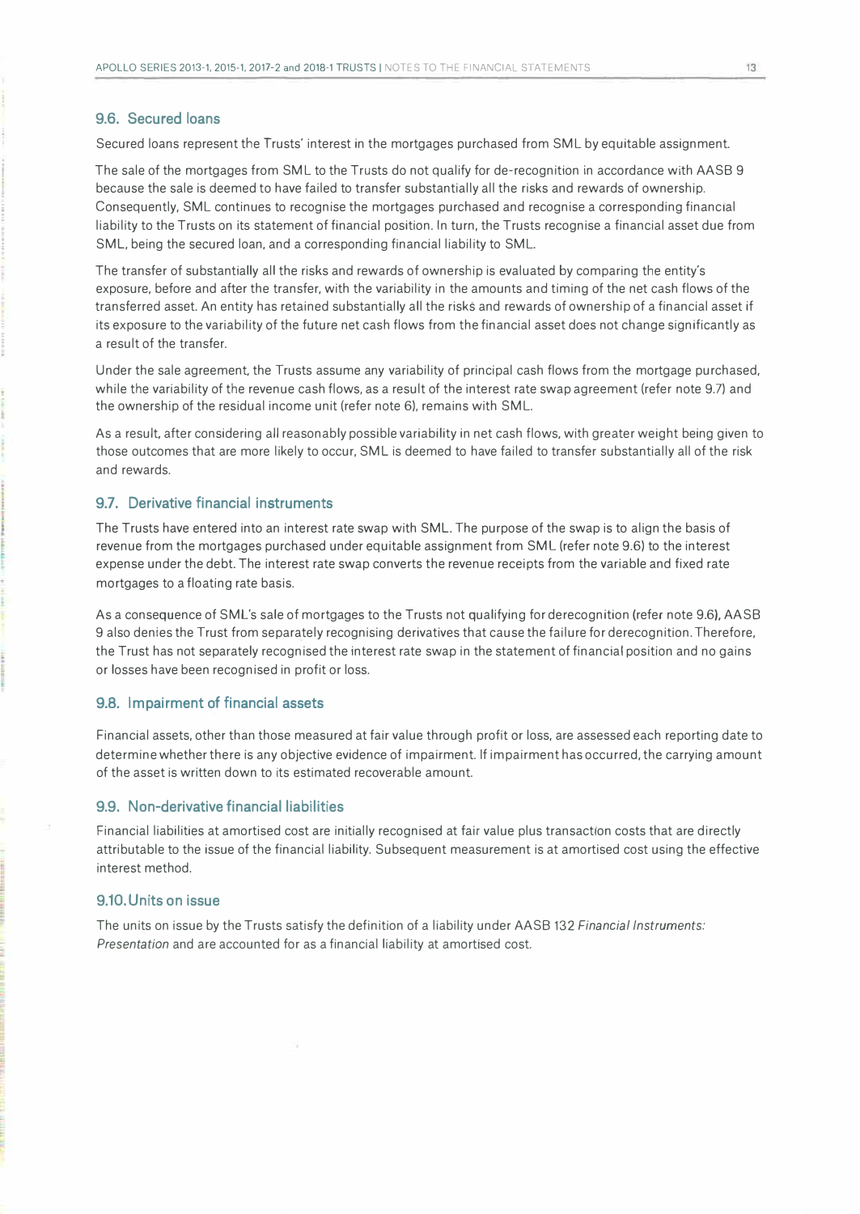### 9.6. Secured loans

Secured loans represent the Trusts' interest in the mortgages purchased from SML by equitable assignment.

The sale of the mortgages from SML to the Trusts do not qualify for de-recognition in accordance with AASB 9 because the sale is deemed to have failed to transfer substantially all the risks and rewards of ownership. Consequently, SML continues to recognise the mortgages purchased and recognise a corresponding financial liability to the Trusts on its statement of financial position. In turn, the Trusts recognise a financial asset due from SML, being the secured loan, and a corresponding financial liability to SML.

The transfer of substantially all the risks and rewards of ownership is evaluated by comparing the entity's exposure, before and after the transfer, with the variability in the amounts and timing of the net cash flows of the transferred asset. An entity has retained substantially all the risks and rewards of ownership of a financial asset if its exposure to the variability of the future net cash flows from the financial asset does not change significantly as a result of the transfer.

Under the sale agreement, the Trusts assume any variability of principal cash flows from the mortgage purchased, while the variability of the revenue cash flows, as a result of the interest rate swap agreement (refer note 9.7) and the ownership of the residual income unit (refer note 6), remains with SML.

As a result, after considering all reasonably possible variability in net cash flows, with greater weight being given to those outcomes that are more likely to occur, SML is deemed to have failed to transfer substantially all of the risk and rewards.

### 9.7. Derivative financial instruments

The Trusts have entered into an interest rate swap with SML. The purpose of the swap is to align the basis of revenue from the mortgages purchased under equitable assignment from SML (refer note 9.6) to the interest expense under the debt. The interest rate swap converts the revenue receipts from the variable and fixed rate mortgages to a floating rate basis.

As a consequence of SML's sale of mortgages to the Trusts not qualifying for derecognition (refer note 9.6), AASB 9 also denies the Trust from separately recognising derivatives that cause the failure for derecognition. Therefore, the Trust has not separately recognised the interest rate swap in the statement of financial position and no gains or losses have been recognised in profit or loss.

### 9.8. Impairment of financial assets

Financial assets, other than those measured at fair value through profit or loss, are assessed each reporting date to determine whether there is any objective evidence of impairment. If impairment has occurred, the carrying amount of the asset is written down to its estimated recoverable amount.

### 9.9. Non-derivative financial liabilities

Financial liabilities at amortised cost are initially recognised at fair value plus transaction costs that are directly attributable to the issue of the financial liability. Subsequent measurement is at amortised cost using the effective interest method.

### 9.10. Units on issue

The units on issue by the Trusts satisfy the definition of a liability under AASB 132 *Financial Instruments: Presentation* and are accounted for as a financial liability at amortised cost.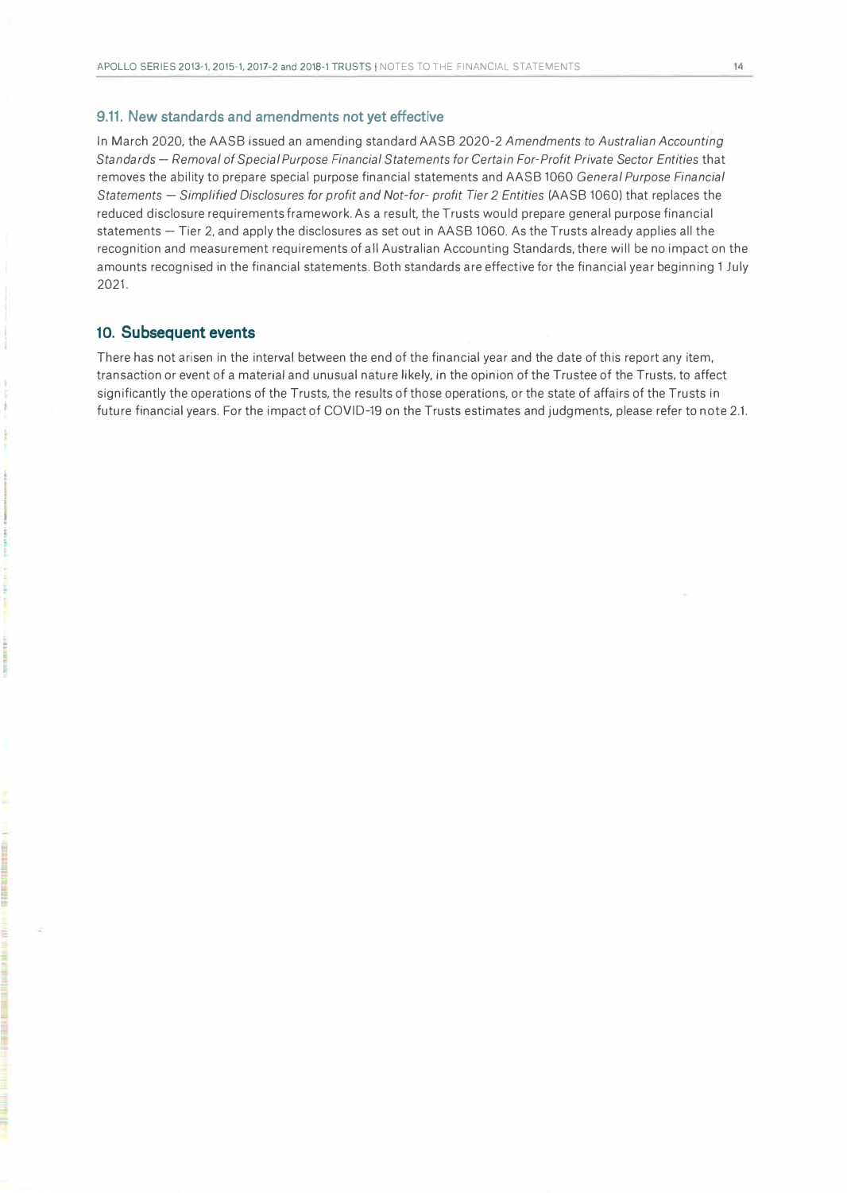### 9.11. New standards and amendments not yet effective

In March 2020, the AASB issued an amending standard AASB 2020-2 *Amendments to Australian Accounting Standards — Removal of Special Purpose Financial Statements for Certain For-Profit Private Sector Entities* that removes the ability to prepare special purpose financial statements and AASB 1060 *General Purpose Financial Statements — Simplified Disclosures for profit and Not-for- profit Tier 2 Entities* (AASB 1060) that replaces the reduced disclosure requirements framework. As a result, the Trusts would prepare general purpose financial statements — Tier 2, and apply the disclosures as set out in AASB 1060. As the Trusts already applies all the recognition and measurement requirements of all Australian Accounting Standards, there will be no impact on the amounts recognised in the financial statements. Both standards are effective for the financial year beginning 1 July 2021.

## 10. Subsequent events

There has not arisen in the interval between the end of the financial year and the date of this report any item, transaction or event of a material and unusual nature likely, in the opinion of the Trustee of the Trusts, to affect significantly the operations of the Trusts, the results of those operations, or the state of affairs of the Trusts in future financial years. For the impact of COVID-19 on the Trusts estimates and judgments, please refer to note 2.1.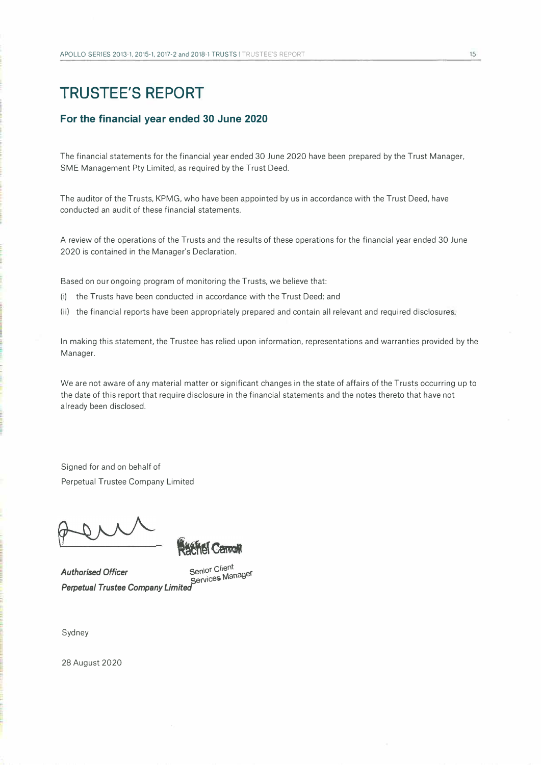# TRUSTEE'S REPORT

## For the financial year ended 30 June 2020

The financial statements for the financial year ended 30 June 2020 have been prepared by the Trust Manager, SME Management Pty Limited, as required by the Trust Deed.

The auditor of the Trusts, KPMG, who have been appointed by us in accordance with the Trust Deed, have conducted an audit of these financial statements.

A review of the operations of the Trusts and the results of these operations for the financial year ended 30 June 2020 is contained in the Manager's Declaration.

Based on our ongoing program of monitoring the Trusts, we believe that:

(i) the Trusts have been conducted in accordance with the Trust Deed; and

(ii) the financial reports have been appropriately prepared and contain all relevant and required disclosures.

In making this statement, the Trustee has relied upon information, representations and warranties provided by the Manager.

We are not aware of any material matter or significant changes in the state of affairs of the Trusts occurring up to the date of this report that require disclosure in the financial statements and the notes thereto that have not already been disclosed.

Signed for and on behalf of
Perpetual Trustee Company Limited

Rachel Carroll
Senior Client Services Manager

***Authorised Officer***
***Perpetual Trustee Company Limited***

Sydney

28 August 2020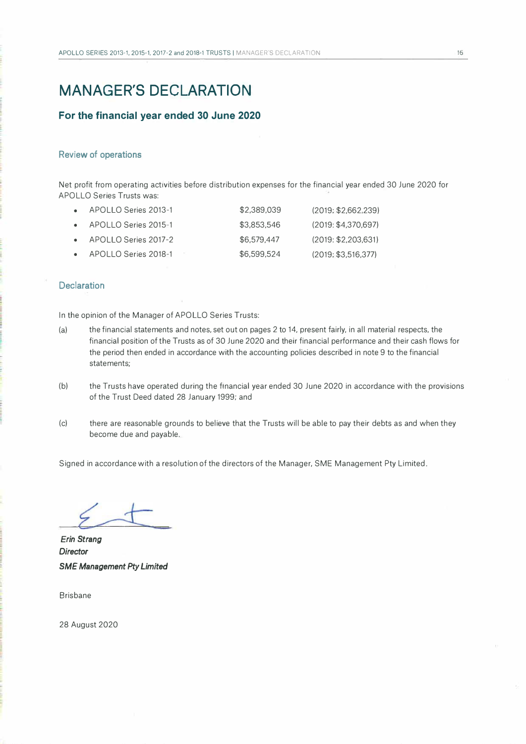# MANAGER'S DECLARATION

## For the financial year ended 30 June 2020

### Review of operations

Net profit from operating activities before distribution expenses for the financial year ended 30 June 2020 for APOLLO Series Trusts was:

- APOLLO Series 2013-1 $2,389,039 (2019: $2,662,239)
- APOLLO Series 2015-1 $3,853,546 (2019: $4,370,697)
- APOLLO Series 2017-2 $6,579,447 (2019: $2,203,631)
- APOLLO Series 2018-1 $6,599,524 (2019: $3,516,377)

### Declaration

In the opinion of the Manager of APOLLO Series Trusts:

(a) the financial statements and notes, set out on pages 2 to 14, present fairly, in all material respects, the financial position of the Trusts as of 30 June 2020 and their financial performance and their cash flows for the period then ended in accordance with the accounting policies described in note 9 to the financial statements;

(b) the Trusts have operated during the financial year ended 30 June 2020 in accordance with the provisions of the Trust Deed dated 28 January 1999; and

(c) there are reasonable grounds to believe that the Trusts will be able to pay their debts as and when they become due and payable.

Signed in accordance with a resolution of the directors of the Manager, SME Management Pty Limited.

***Erin Strang***
***Director***
***SME Management Pty Limited***

Brisbane

28 August 2020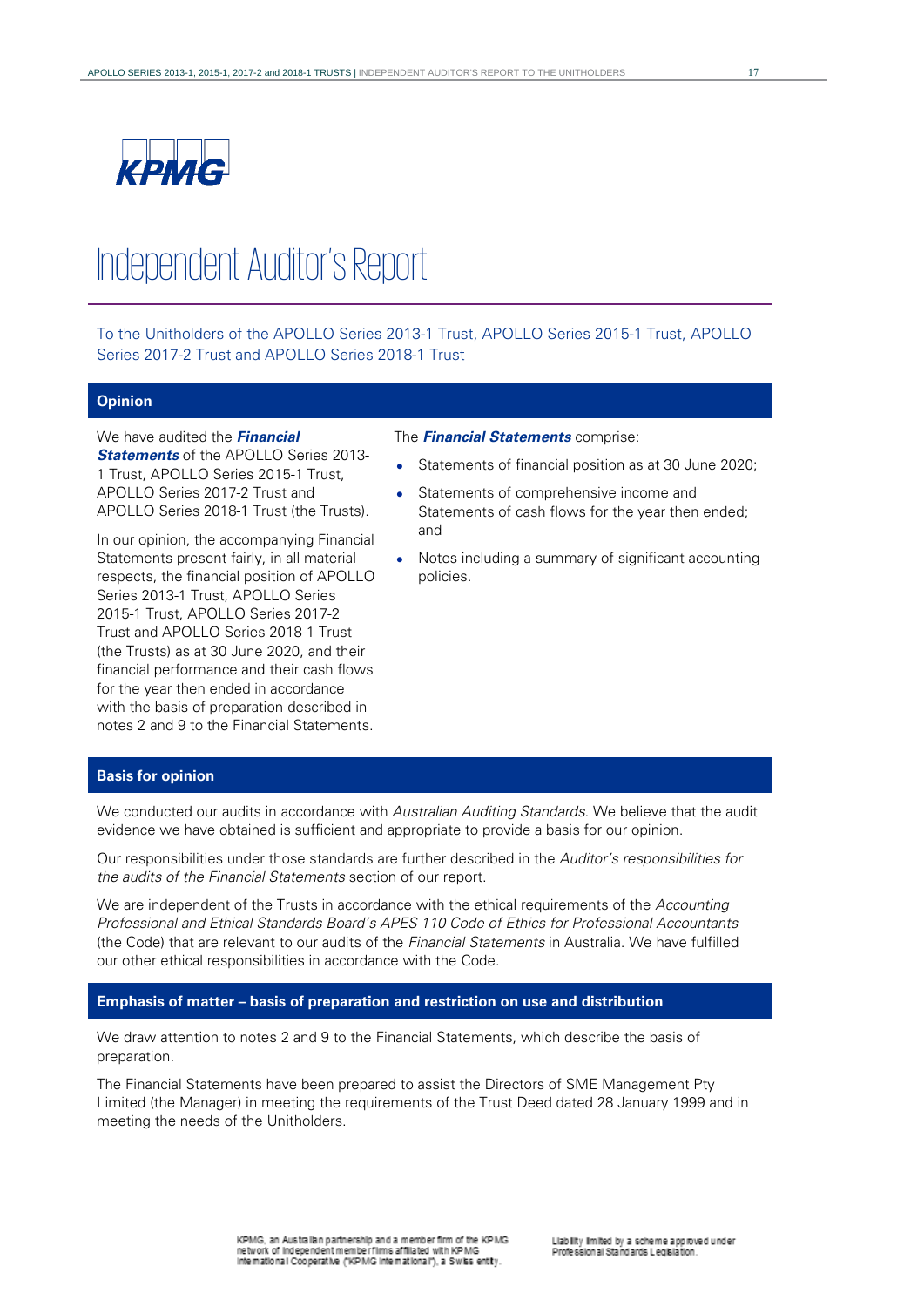KPMG

# Independent Auditor's Report

To the Unitholders of the APOLLO Series 2013-1 Trust, APOLLO Series 2015-1 Trust, APOLLO Series 2017-2 Trust and APOLLO Series 2018-1 Trust

## Opinion

We have audited the ***Financial Statements*** of the APOLLO Series 2013-1 Trust, APOLLO Series 2015-1 Trust, APOLLO Series 2017-2 Trust and APOLLO Series 2018-1 Trust (the Trusts).

In our opinion, the accompanying Financial Statements present fairly, in all material respects, the financial position of APOLLO Series 2013-1 Trust, APOLLO Series 2015-1 Trust, APOLLO Series 2017-2 Trust and APOLLO Series 2018-1 Trust (the Trusts) as at 30 June 2020, and their financial performance and their cash flows for the year then ended in accordance with the basis of preparation described in notes 2 and 9 to the Financial Statements.

The ***Financial Statements*** comprise:

- Statements of financial position as at 30 June 2020;
- Statements of comprehensive income and Statements of cash flows for the year then ended; and
- Notes including a summary of significant accounting policies.

## Basis for opinion

We conducted our audits in accordance with *Australian Auditing Standards*. We believe that the audit evidence we have obtained is sufficient and appropriate to provide a basis for our opinion.

Our responsibilities under those standards are further described in the *Auditor's responsibilities for the audits of the Financial Statements* section of our report.

We are independent of the Trusts in accordance with the ethical requirements of the *Accounting Professional and Ethical Standards Board's APES 110 Code of Ethics for Professional Accountants* (the Code) that are relevant to our audits of the *Financial Statements* in Australia. We have fulfilled our other ethical responsibilities in accordance with the Code.

## Emphasis of matter – basis of preparation and restriction on use and distribution

We draw attention to notes 2 and 9 to the Financial Statements, which describe the basis of preparation.

The Financial Statements have been prepared to assist the Directors of SME Management Pty Limited (the Manager) in meeting the requirements of the Trust Deed dated 28 January 1999 and in meeting the needs of the Unitholders.

KPMG, an Australian partnership and a member firm of the KPMG network of independent member firms affiliated with KPMG International Cooperative ("KPMG International"), a Swiss entity.

Liability limited by a scheme approved under Professional Standards Legislation.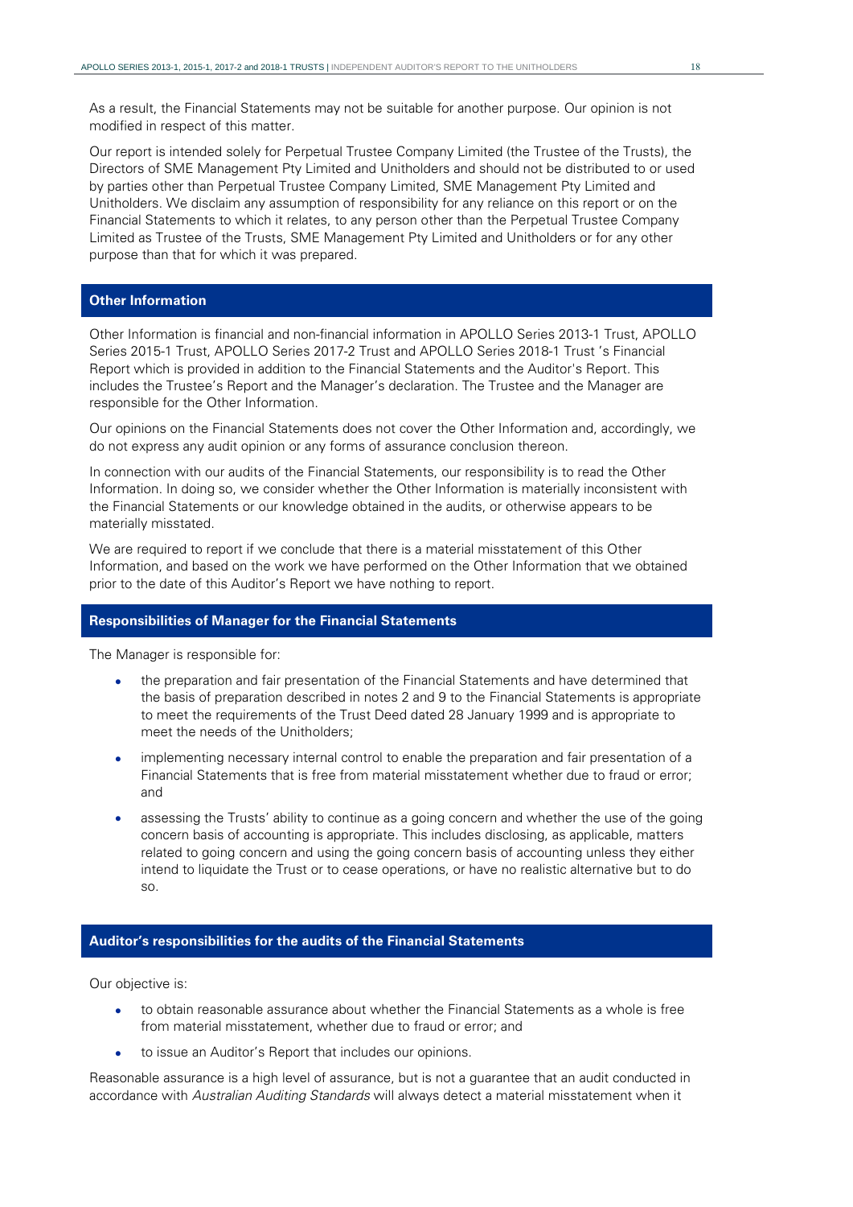As a result, the Financial Statements may not be suitable for another purpose. Our opinion is not modified in respect of this matter.

Our report is intended solely for Perpetual Trustee Company Limited (the Trustee of the Trusts), the Directors of SME Management Pty Limited and Unitholders and should not be distributed to or used by parties other than Perpetual Trustee Company Limited, SME Management Pty Limited and Unitholders. We disclaim any assumption of responsibility for any reliance on this report or on the Financial Statements to which it relates, to any person other than the Perpetual Trustee Company Limited as Trustee of the Trusts, SME Management Pty Limited and Unitholders or for any other purpose than that for which it was prepared.

## Other Information

Other Information is financial and non-financial information in APOLLO Series 2013-1 Trust, APOLLO Series 2015-1 Trust, APOLLO Series 2017-2 Trust and APOLLO Series 2018-1 Trust 's Financial Report which is provided in addition to the Financial Statements and the Auditor's Report. This includes the Trustee's Report and the Manager's declaration. The Trustee and the Manager are responsible for the Other Information.

Our opinions on the Financial Statements does not cover the Other Information and, accordingly, we do not express any audit opinion or any forms of assurance conclusion thereon.

In connection with our audits of the Financial Statements, our responsibility is to read the Other Information. In doing so, we consider whether the Other Information is materially inconsistent with the Financial Statements or our knowledge obtained in the audits, or otherwise appears to be materially misstated.

We are required to report if we conclude that there is a material misstatement of this Other Information, and based on the work we have performed on the Other Information that we obtained prior to the date of this Auditor's Report we have nothing to report.

## Responsibilities of Manager for the Financial Statements

The Manager is responsible for:

- the preparation and fair presentation of the Financial Statements and have determined that the basis of preparation described in notes 2 and 9 to the Financial Statements is appropriate to meet the requirements of the Trust Deed dated 28 January 1999 and is appropriate to meet the needs of the Unitholders;
- implementing necessary internal control to enable the preparation and fair presentation of a Financial Statements that is free from material misstatement whether due to fraud or error; and
- assessing the Trusts' ability to continue as a going concern and whether the use of the going concern basis of accounting is appropriate. This includes disclosing, as applicable, matters related to going concern and using the going concern basis of accounting unless they either intend to liquidate the Trust or to cease operations, or have no realistic alternative but to do so.

## Auditor's responsibilities for the audits of the Financial Statements

Our objective is:

- to obtain reasonable assurance about whether the Financial Statements as a whole is free from material misstatement, whether due to fraud or error; and
- to issue an Auditor's Report that includes our opinions.

Reasonable assurance is a high level of assurance, but is not a guarantee that an audit conducted in accordance with *Australian Auditing Standards* will always detect a material misstatement when it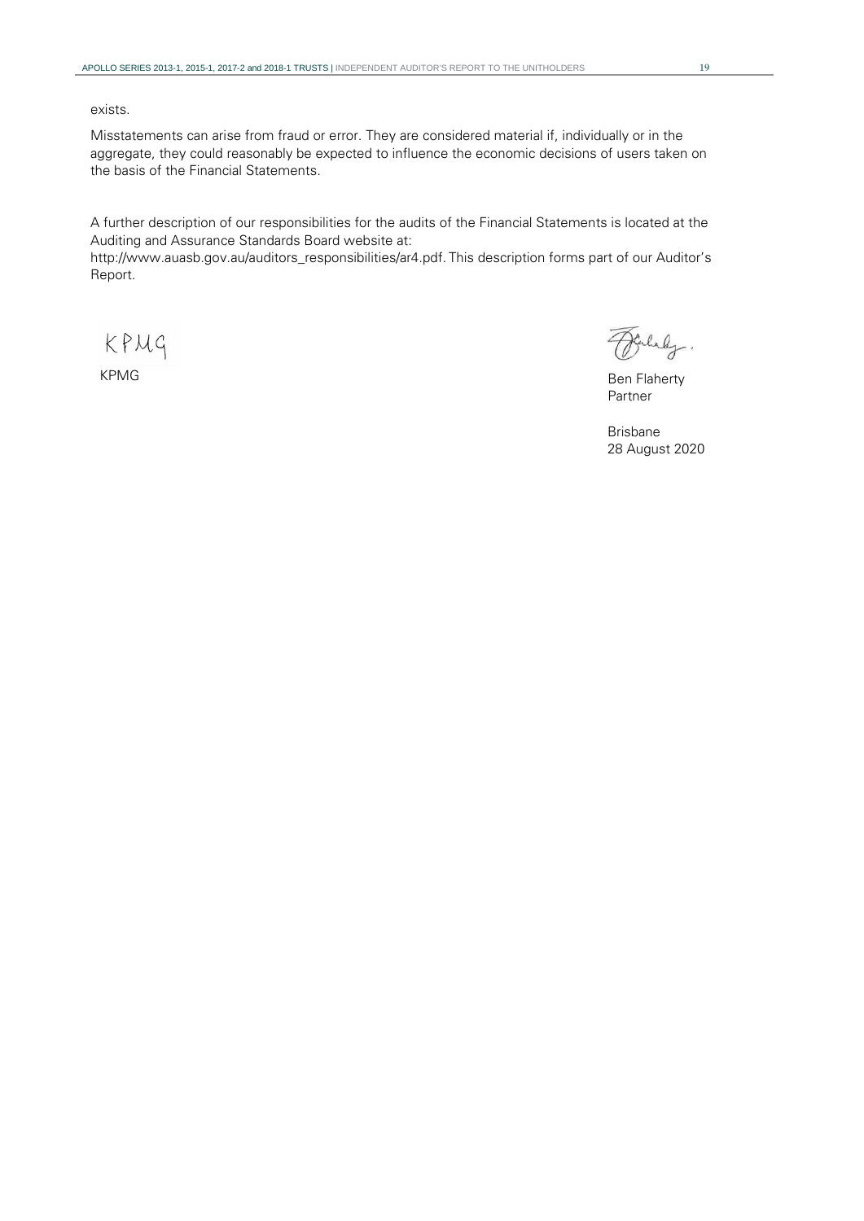exists.

Misstatements can arise from fraud or error. They are considered material if, individually or in the aggregate, they could reasonably be expected to influence the economic decisions of users taken on the basis of the Financial Statements.

A further description of our responsibilities for the audits of the Financial Statements is located at the Auditing and Assurance Standards Board website at: http://www.auasb.gov.au/auditors_responsibilities/ar4.pdf. This description forms part of our Auditor's Report.

KPMG

Ben Flaherty
Partner

Brisbane
28 August 2020